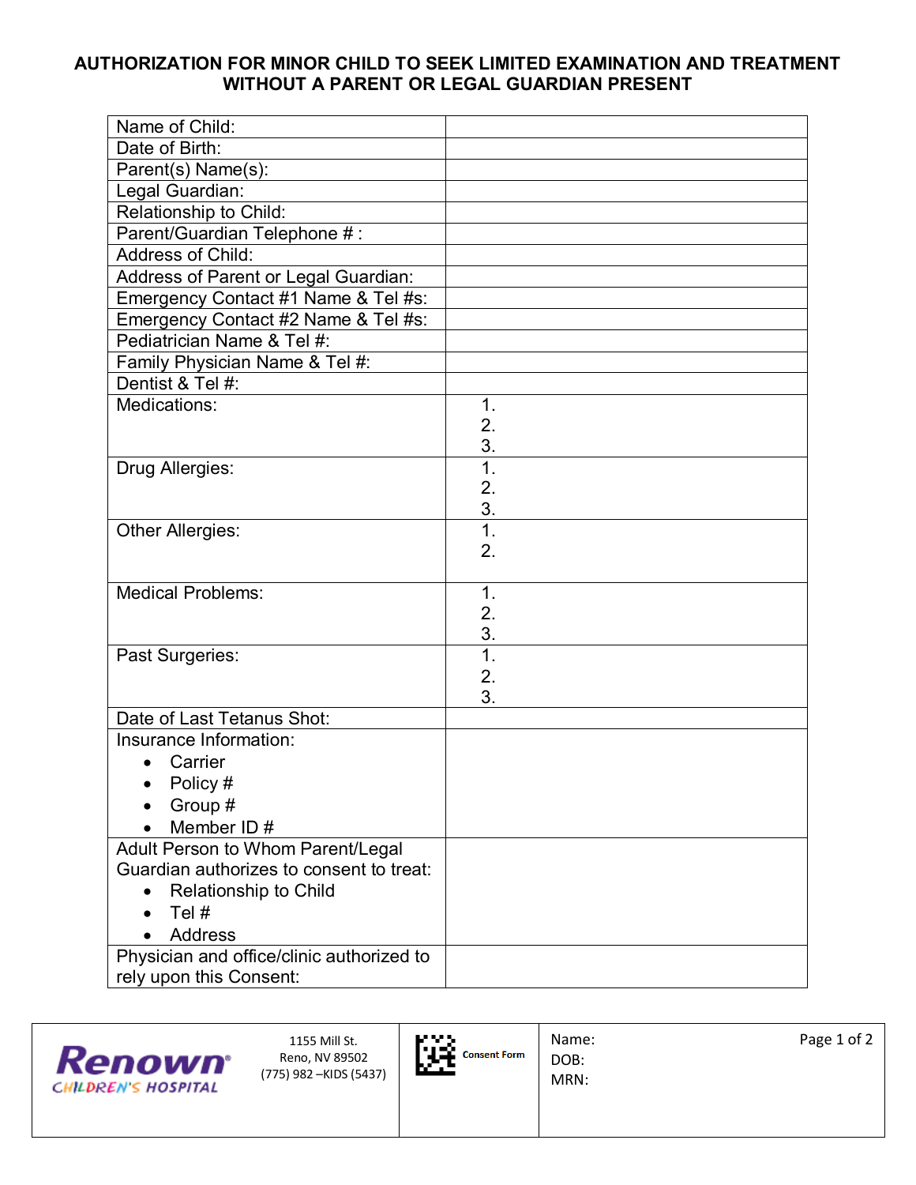# AUTHORIZATION FOR MINOR CHILD TO SEEK LIMITED EXAMINATION AND TREATMENT WITHOUT A PARENT OR LEGAL GUARDIAN PRESENT

| | |
|---|---|
| Name of Child: | |
| Date of Birth: | |
| Parent(s) Name(s): | |
| Legal Guardian: | |
| Relationship to Child: | |
| Parent/Guardian Telephone # : | |
| Address of Child: | |
| Address of Parent or Legal Guardian: | |
| Emergency Contact #1 Name & Tel #s: | |
| Emergency Contact #2 Name & Tel #s: | |
| Pediatrician Name & Tel #: | |
| Family Physician Name & Tel #: | |
| Dentist & Tel #: | |
| Medications: | 1.<br>2.<br>3. |
| Drug Allergies: | 1.<br>2.<br>3. |
| Other Allergies: | 1.<br>2. |
| Medical Problems: | 1.<br>2.<br>3. |
| Past Surgeries: | 1.<br>2.<br>3. |
| Date of Last Tetanus Shot: | |
| Insurance Information:<br>• Carrier<br>• Policy #<br>• Group #<br>• Member ID # | |
| Adult Person to Whom Parent/Legal Guardian authorizes to consent to treat:<br>• Relationship to Child<br>• Tel #<br>• Address | |
| Physician and office/clinic authorized to rely upon this Consent: | |

Renown CHILDREN'S HOSPITAL

1155 Mill St.
Reno, NV 89502
(775) 982 –KIDS (5437)

Consent Form

Name:
DOB:
MRN: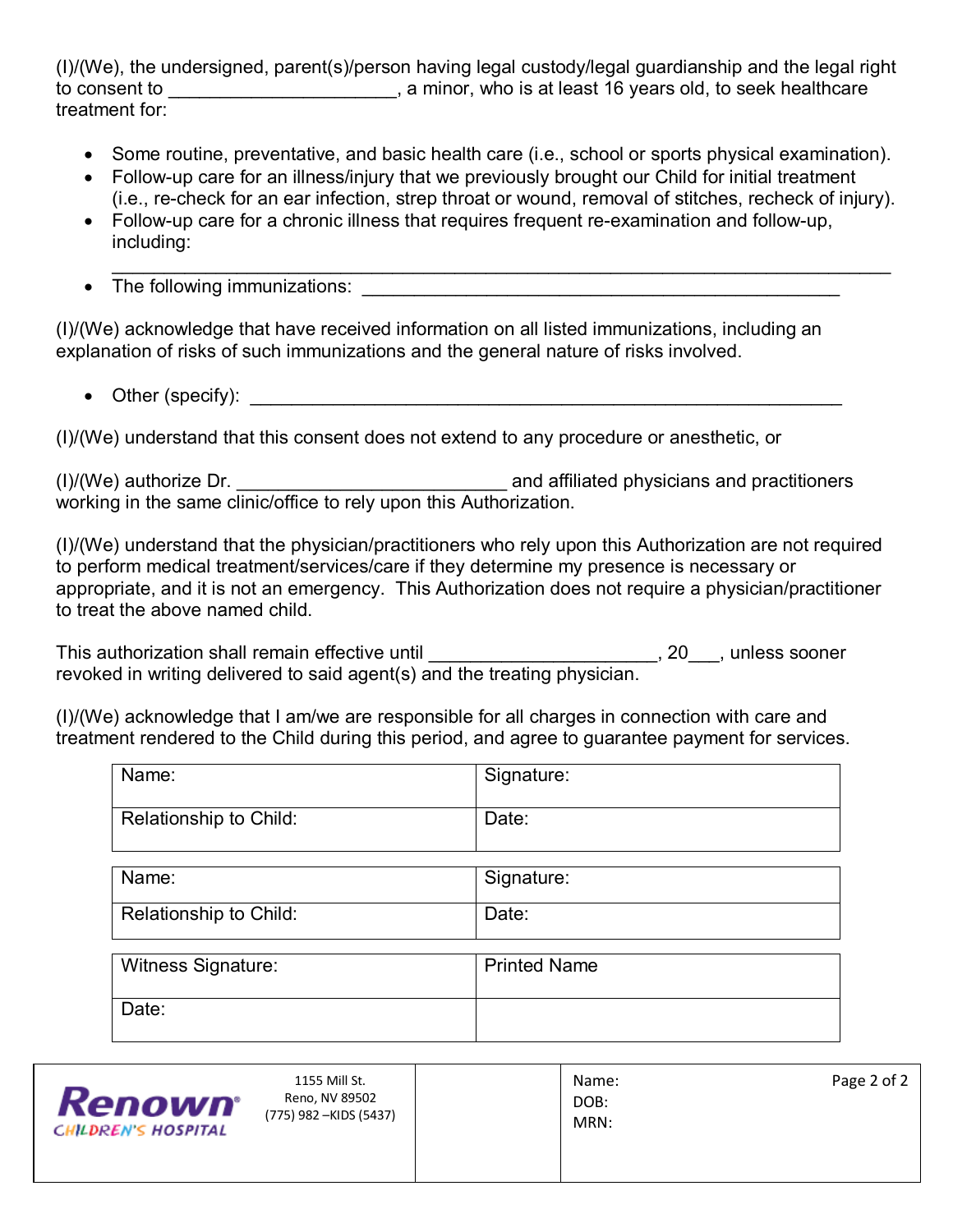(I)/(We), the undersigned, parent(s)/person having legal custody/legal guardianship and the legal right to consent to ______________________, a minor, who is at least 16 years old, to seek healthcare treatment for:

- Some routine, preventative, and basic health care (i.e., school or sports physical examination).
- Follow-up care for an illness/injury that we previously brought our Child for initial treatment (i.e., re-check for an ear infection, strep throat or wound, removal of stitches, recheck of injury).
- Follow-up care for a chronic illness that requires frequent re-examination and follow-up, including:
  ____________________________________________________________________________
- The following immunizations: ______________________________________________

(I)/(We) acknowledge that have received information on all listed immunizations, including an explanation of risks of such immunizations and the general nature of risks involved.

- Other (specify): ________________________________________________________

(I)/(We) understand that this consent does not extend to any procedure or anesthetic, or

(I)/(We) authorize Dr. ___________________________ and affiliated physicians and practitioners working in the same clinic/office to rely upon this Authorization.

(I)/(We) understand that the physician/practitioners who rely upon this Authorization are not required to perform medical treatment/services/care if they determine my presence is necessary or appropriate, and it is not an emergency. This Authorization does not require a physician/practitioner to treat the above named child.

This authorization shall remain effective until ______________________, 20___, unless sooner revoked in writing delivered to said agent(s) and the treating physician.

(I)/(We) acknowledge that I am/we are responsible for all charges in connection with care and treatment rendered to the Child during this period, and agree to guarantee payment for services.

| | |
|---|---|
| Name: | Signature: |
| Relationship to Child: | Date: |

| | |
|---|---|
| Name: | Signature: |
| Relationship to Child: | Date: |

| | |
|---|---|
| Witness Signature: | Printed Name |
| Date: | |

Renown Children's Hospital
1155 Mill St.
Reno, NV 89502
(775) 982 –KIDS (5437)

Name:
DOB:
MRN: